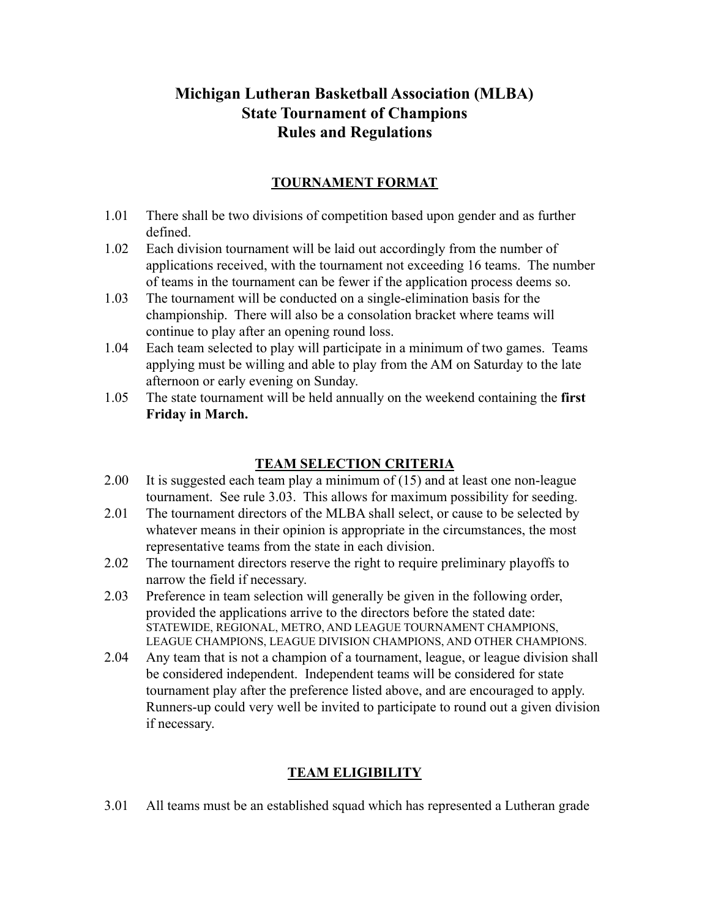# Michigan Lutheran Basketball Association (MLBA)
# State Tournament of Champions
# Rules and Regulations

## TOURNAMENT FORMAT

1.01 There shall be two divisions of competition based upon gender and as further defined.

1.02 Each division tournament will be laid out accordingly from the number of applications received, with the tournament not exceeding 16 teams. The number of teams in the tournament can be fewer if the application process deems so.

1.03 The tournament will be conducted on a single-elimination basis for the championship. There will also be a consolation bracket where teams will continue to play after an opening round loss.

1.04 Each team selected to play will participate in a minimum of two games. Teams applying must be willing and able to play from the AM on Saturday to the late afternoon or early evening on Sunday.

1.05 The state tournament will be held annually on the weekend containing the **first Friday in March.**

## TEAM SELECTION CRITERIA

2.00 It is suggested each team play a minimum of (15) and at least one non-league tournament. See rule 3.03. This allows for maximum possibility for seeding.

2.01 The tournament directors of the MLBA shall select, or cause to be selected by whatever means in their opinion is appropriate in the circumstances, the most representative teams from the state in each division.

2.02 The tournament directors reserve the right to require preliminary playoffs to narrow the field if necessary.

2.03 Preference in team selection will generally be given in the following order, provided the applications arrive to the directors before the stated date: STATEWIDE, REGIONAL, METRO, AND LEAGUE TOURNAMENT CHAMPIONS, LEAGUE CHAMPIONS, LEAGUE DIVISION CHAMPIONS, AND OTHER CHAMPIONS.

2.04 Any team that is not a champion of a tournament, league, or league division shall be considered independent. Independent teams will be considered for state tournament play after the preference listed above, and are encouraged to apply. Runners-up could very well be invited to participate to round out a given division if necessary.

## TEAM ELIGIBILITY

3.01 All teams must be an established squad which has represented a Lutheran grade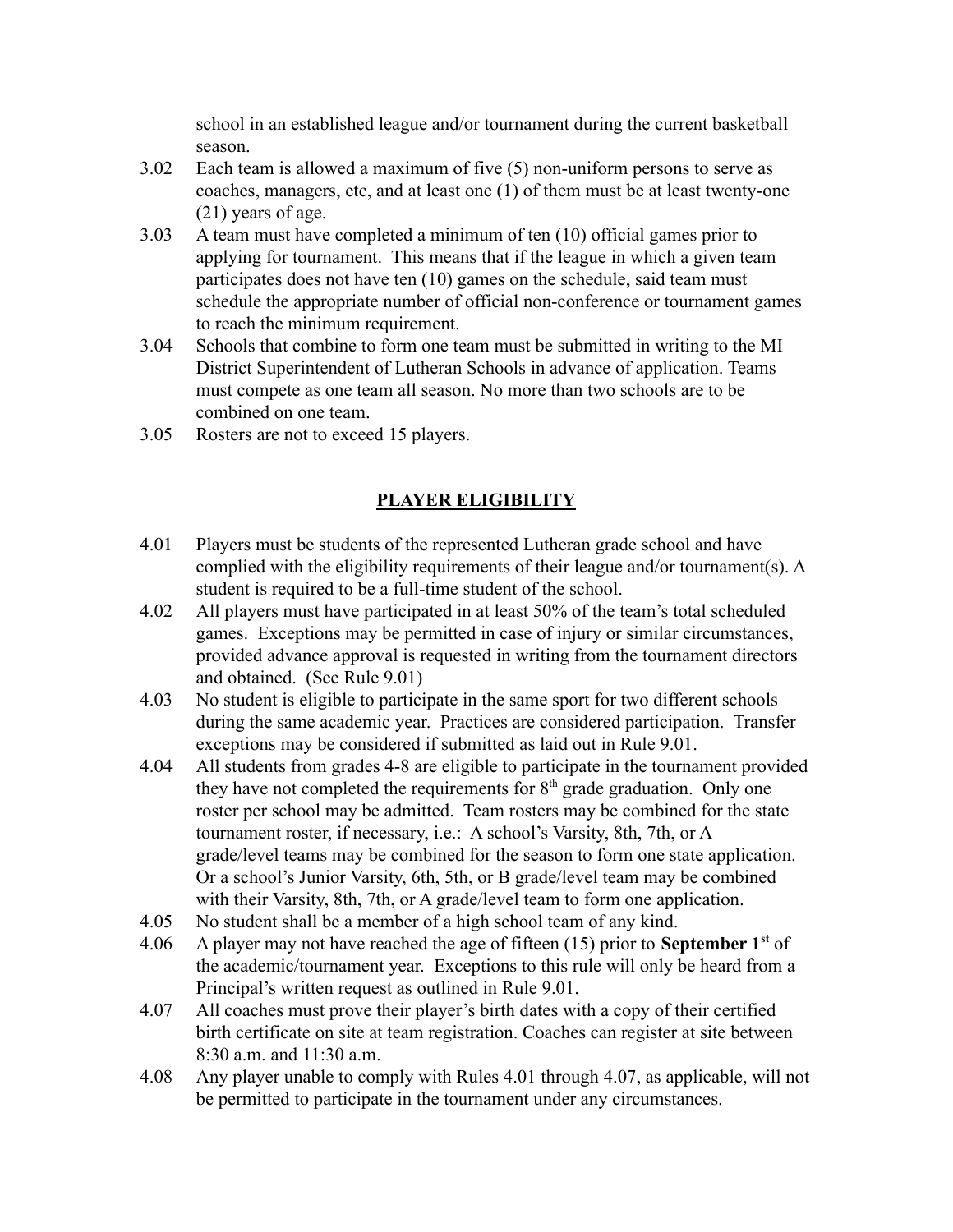school in an established league and/or tournament during the current basketball season.

3.02 Each team is allowed a maximum of five (5) non-uniform persons to serve as coaches, managers, etc, and at least one (1) of them must be at least twenty-one (21) years of age.

3.03 A team must have completed a minimum of ten (10) official games prior to applying for tournament. This means that if the league in which a given team participates does not have ten (10) games on the schedule, said team must schedule the appropriate number of official non-conference or tournament games to reach the minimum requirement.

3.04 Schools that combine to form one team must be submitted in writing to the MI District Superintendent of Lutheran Schools in advance of application. Teams must compete as one team all season. No more than two schools are to be combined on one team.

3.05 Rosters are not to exceed 15 players.

## <u>PLAYER ELIGIBILITY</u>

4.01 Players must be students of the represented Lutheran grade school and have complied with the eligibility requirements of their league and/or tournament(s). A student is required to be a full-time student of the school.

4.02 All players must have participated in at least 50% of the team's total scheduled games. Exceptions may be permitted in case of injury or similar circumstances, provided advance approval is requested in writing from the tournament directors and obtained. (See Rule 9.01)

4.03 No student is eligible to participate in the same sport for two different schools during the same academic year. Practices are considered participation. Transfer exceptions may be considered if submitted as laid out in Rule 9.01.

4.04 All students from grades 4-8 are eligible to participate in the tournament provided they have not completed the requirements for 8th grade graduation. Only one roster per school may be admitted. Team rosters may be combined for the state tournament roster, if necessary, i.e.: A school's Varsity, 8th, 7th, or A grade/level teams may be combined for the season to form one state application. Or a school's Junior Varsity, 6th, 5th, or B grade/level team may be combined with their Varsity, 8th, 7th, or A grade/level team to form one application.

4.05 No student shall be a member of a high school team of any kind.

4.06 A player may not have reached the age of fifteen (15) prior to **September 1st** of the academic/tournament year. Exceptions to this rule will only be heard from a Principal's written request as outlined in Rule 9.01.

4.07 All coaches must prove their player's birth dates with a copy of their certified birth certificate on site at team registration. Coaches can register at site between 8:30 a.m. and 11:30 a.m.

4.08 Any player unable to comply with Rules 4.01 through 4.07, as applicable, will not be permitted to participate in the tournament under any circumstances.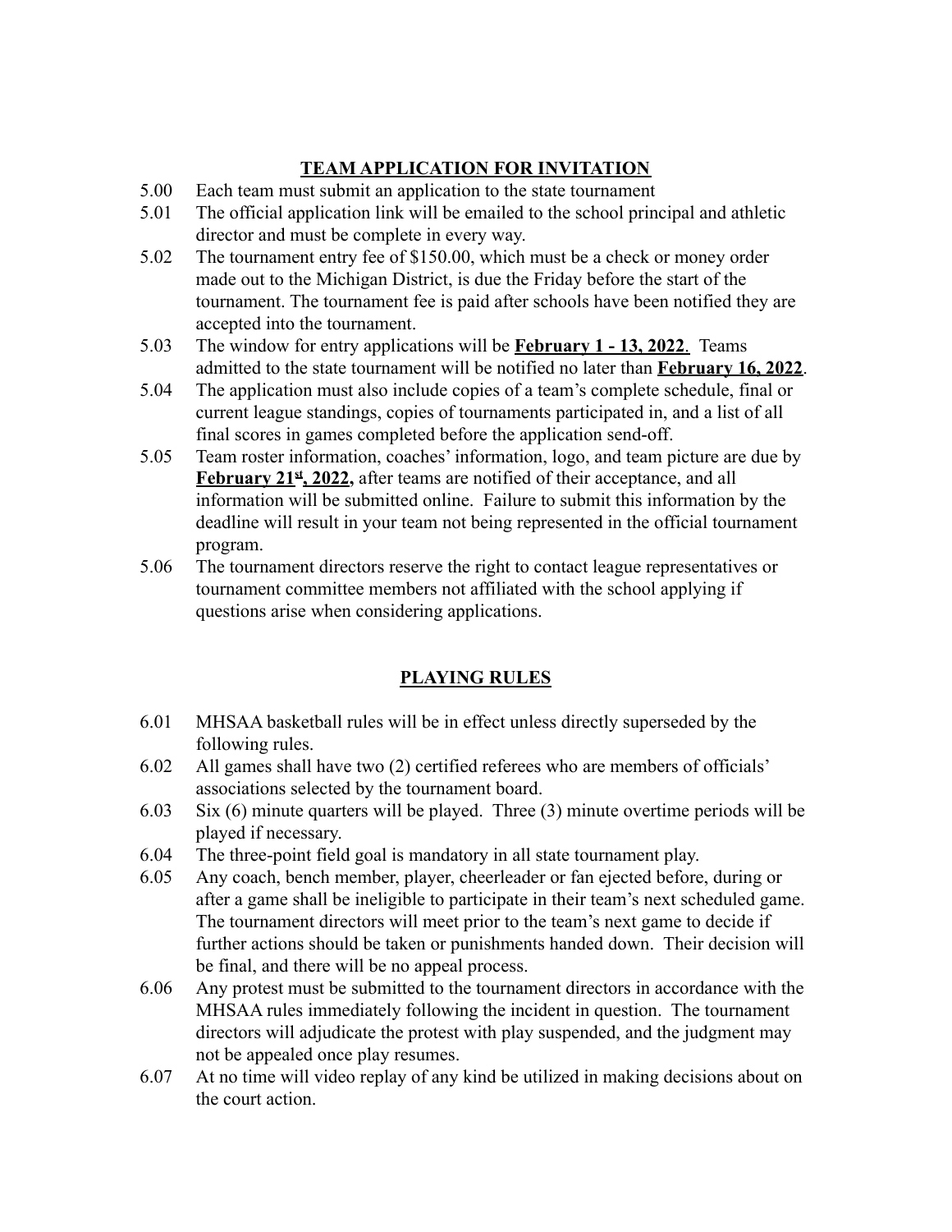## TEAM APPLICATION FOR INVITATION

5.00 Each team must submit an application to the state tournament

5.01 The official application link will be emailed to the school principal and athletic director and must be complete in every way.

5.02 The tournament entry fee of $150.00, which must be a check or money order made out to the Michigan District, is due the Friday before the start of the tournament. The tournament fee is paid after schools have been notified they are accepted into the tournament.

5.03 The window for entry applications will be **February 1 - 13, 2022**. Teams admitted to the state tournament will be notified no later than **February 16, 2022**.

5.04 The application must also include copies of a team's complete schedule, final or current league standings, copies of tournaments participated in, and a list of all final scores in games completed before the application send-off.

5.05 Team roster information, coaches' information, logo, and team picture are due by **February 21st, 2022,** after teams are notified of their acceptance, and all information will be submitted online. Failure to submit this information by the deadline will result in your team not being represented in the official tournament program.

5.06 The tournament directors reserve the right to contact league representatives or tournament committee members not affiliated with the school applying if questions arise when considering applications.

## PLAYING RULES

6.01 MHSAA basketball rules will be in effect unless directly superseded by the following rules.

6.02 All games shall have two (2) certified referees who are members of officials' associations selected by the tournament board.

6.03 Six (6) minute quarters will be played. Three (3) minute overtime periods will be played if necessary.

6.04 The three-point field goal is mandatory in all state tournament play.

6.05 Any coach, bench member, player, cheerleader or fan ejected before, during or after a game shall be ineligible to participate in their team's next scheduled game. The tournament directors will meet prior to the team's next game to decide if further actions should be taken or punishments handed down. Their decision will be final, and there will be no appeal process.

6.06 Any protest must be submitted to the tournament directors in accordance with the MHSAA rules immediately following the incident in question. The tournament directors will adjudicate the protest with play suspended, and the judgment may not be appealed once play resumes.

6.07 At no time will video replay of any kind be utilized in making decisions about on the court action.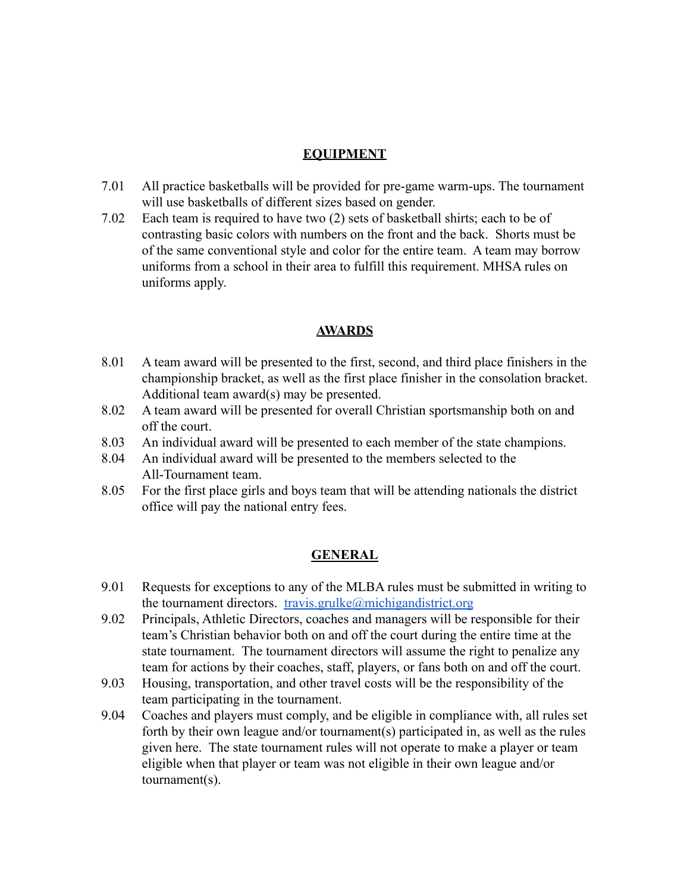## EQUIPMENT

7.01 All practice basketballs will be provided for pre-game warm-ups. The tournament will use basketballs of different sizes based on gender.

7.02 Each team is required to have two (2) sets of basketball shirts; each to be of contrasting basic colors with numbers on the front and the back. Shorts must be of the same conventional style and color for the entire team. A team may borrow uniforms from a school in their area to fulfill this requirement. MHSA rules on uniforms apply.

## AWARDS

8.01 A team award will be presented to the first, second, and third place finishers in the championship bracket, as well as the first place finisher in the consolation bracket. Additional team award(s) may be presented.

8.02 A team award will be presented for overall Christian sportsmanship both on and off the court.

8.03 An individual award will be presented to each member of the state champions.

8.04 An individual award will be presented to the members selected to the All-Tournament team.

8.05 For the first place girls and boys team that will be attending nationals the district office will pay the national entry fees.

## GENERAL

9.01 Requests for exceptions to any of the MLBA rules must be submitted in writing to the tournament directors. [travis.grulke@michigandistrict.org](mailto:travis.grulke@michigandistrict.org)

9.02 Principals, Athletic Directors, coaches and managers will be responsible for their team's Christian behavior both on and off the court during the entire time at the state tournament. The tournament directors will assume the right to penalize any team for actions by their coaches, staff, players, or fans both on and off the court.

9.03 Housing, transportation, and other travel costs will be the responsibility of the team participating in the tournament.

9.04 Coaches and players must comply, and be eligible in compliance with, all rules set forth by their own league and/or tournament(s) participated in, as well as the rules given here. The state tournament rules will not operate to make a player or team eligible when that player or team was not eligible in their own league and/or tournament(s).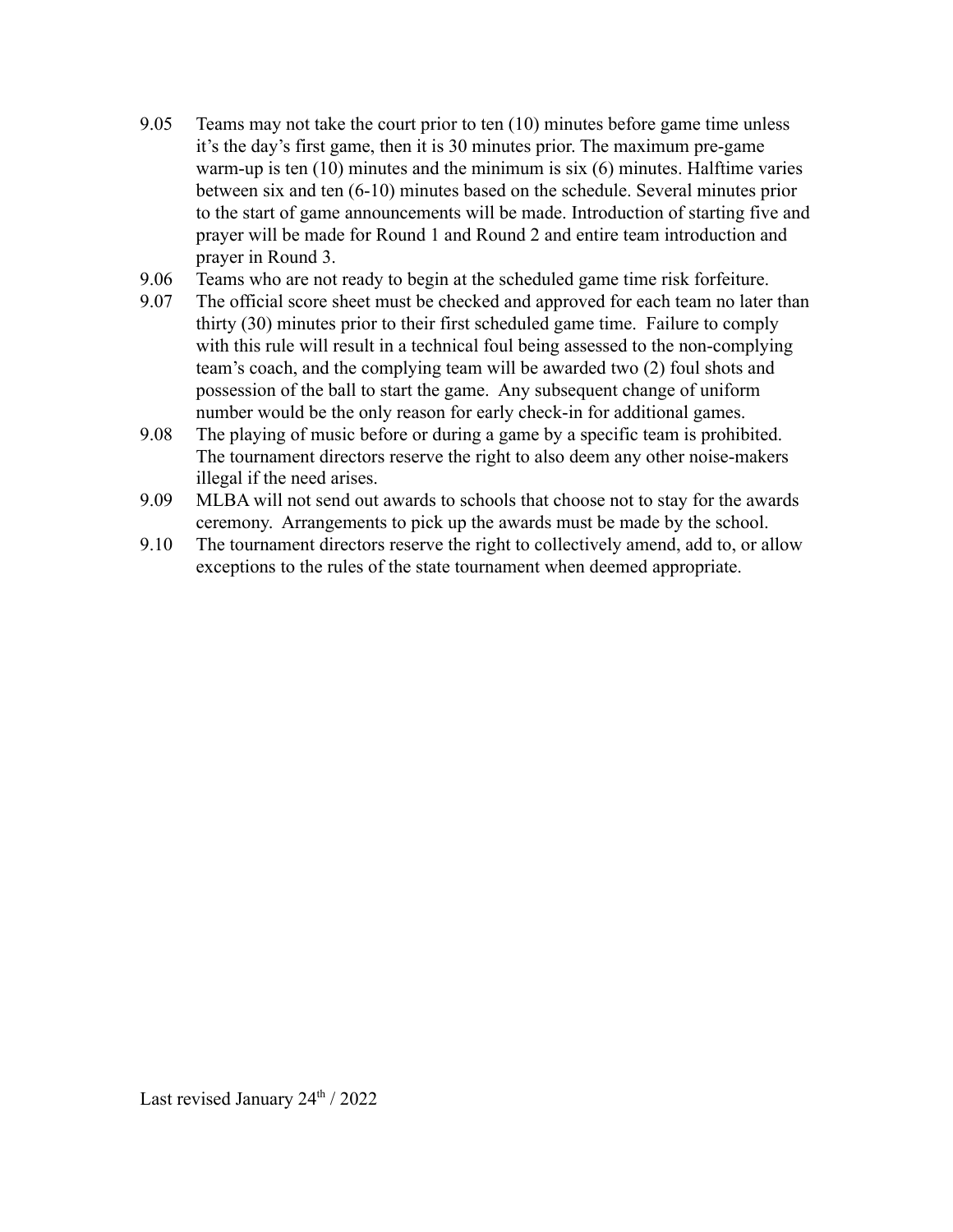9.05 Teams may not take the court prior to ten (10) minutes before game time unless it's the day's first game, then it is 30 minutes prior. The maximum pre-game warm-up is ten (10) minutes and the minimum is six (6) minutes. Halftime varies between six and ten (6-10) minutes based on the schedule. Several minutes prior to the start of game announcements will be made. Introduction of starting five and prayer will be made for Round 1 and Round 2 and entire team introduction and prayer in Round 3.

9.06 Teams who are not ready to begin at the scheduled game time risk forfeiture.

9.07 The official score sheet must be checked and approved for each team no later than thirty (30) minutes prior to their first scheduled game time. Failure to comply with this rule will result in a technical foul being assessed to the non-complying team's coach, and the complying team will be awarded two (2) foul shots and possession of the ball to start the game. Any subsequent change of uniform number would be the only reason for early check-in for additional games.

9.08 The playing of music before or during a game by a specific team is prohibited. The tournament directors reserve the right to also deem any other noise-makers illegal if the need arises.

9.09 MLBA will not send out awards to schools that choose not to stay for the awards ceremony. Arrangements to pick up the awards must be made by the school.

9.10 The tournament directors reserve the right to collectively amend, add to, or allow exceptions to the rules of the state tournament when deemed appropriate.

Last revised January 24th / 2022